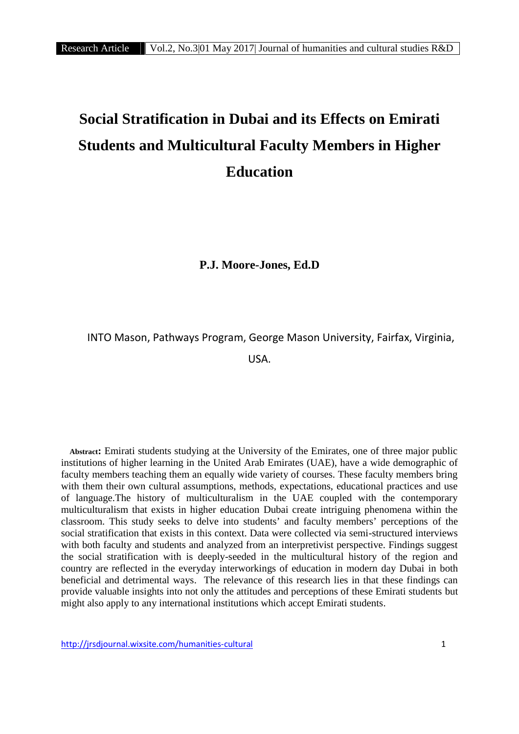# Social Stratification in Dubai and its Effects on Emirati Students and Multicultural Faculty Members in Higher Education

**P.J. Moore-Jones, Ed.D**

INTO Mason, Pathways Program, George Mason University, Fairfax, Virginia, USA.

**Abstract:** Emirati students studying at the University of the Emirates, one of three major public institutions of higher learning in the United Arab Emirates (UAE), have a wide demographic of faculty members teaching them an equally wide variety of courses. These faculty members bring with them their own cultural assumptions, methods, expectations, educational practices and use of language.The history of multiculturalism in the UAE coupled with the contemporary multiculturalism that exists in higher education Dubai create intriguing phenomena within the classroom. This study seeks to delve into students' and faculty members' perceptions of the social stratification that exists in this context. Data were collected via semi-structured interviews with both faculty and students and analyzed from an interpretivist perspective. Findings suggest the social stratification with is deeply-seeded in the multicultural history of the region and country are reflected in the everyday interworkings of education in modern day Dubai in both beneficial and detrimental ways. The relevance of this research lies in that these findings can provide valuable insights into not only the attitudes and perceptions of these Emirati students but might also apply to any international institutions which accept Emirati students.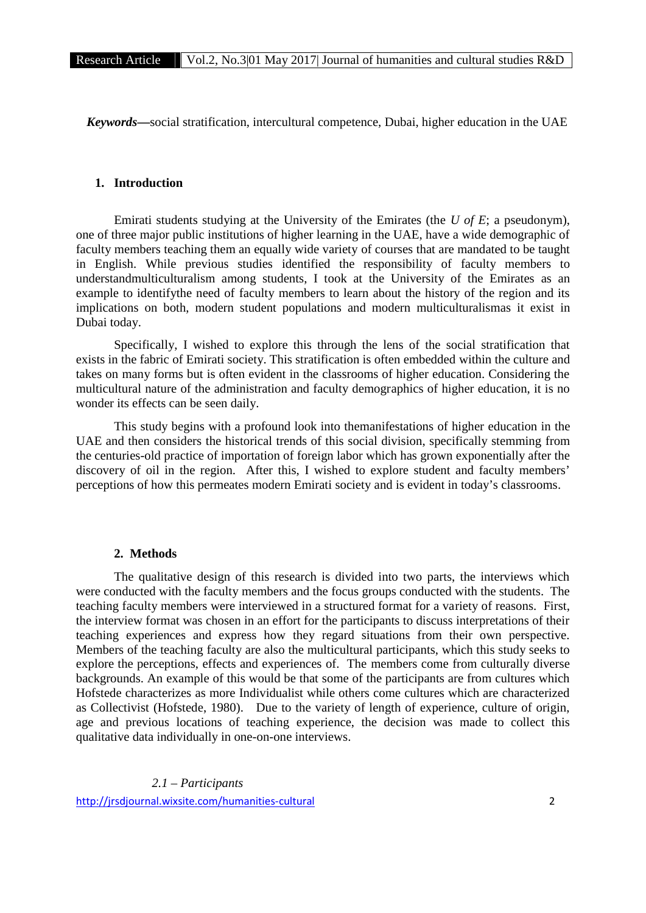***Keywords—***social stratification, intercultural competence, Dubai, higher education in the UAE

## 1. Introduction

Emirati students studying at the University of the Emirates (the *U of E*; a pseudonym), one of three major public institutions of higher learning in the UAE, have a wide demographic of faculty members teaching them an equally wide variety of courses that are mandated to be taught in English. While previous studies identified the responsibility of faculty members to understandmulticulturalism among students, I took at the University of the Emirates as an example to identifythe need of faculty members to learn about the history of the region and its implications on both, modern student populations and modern multiculturalismas it exist in Dubai today.

Specifically, I wished to explore this through the lens of the social stratification that exists in the fabric of Emirati society. This stratification is often embedded within the culture and takes on many forms but is often evident in the classrooms of higher education. Considering the multicultural nature of the administration and faculty demographics of higher education, it is no wonder its effects can be seen daily.

This study begins with a profound look into themanifestations of higher education in the UAE and then considers the historical trends of this social division, specifically stemming from the centuries-old practice of importation of foreign labor which has grown exponentially after the discovery of oil in the region. After this, I wished to explore student and faculty members' perceptions of how this permeates modern Emirati society and is evident in today's classrooms.

## 2. Methods

The qualitative design of this research is divided into two parts, the interviews which were conducted with the faculty members and the focus groups conducted with the students. The teaching faculty members were interviewed in a structured format for a variety of reasons. First, the interview format was chosen in an effort for the participants to discuss interpretations of their teaching experiences and express how they regard situations from their own perspective. Members of the teaching faculty are also the multicultural participants, which this study seeks to explore the perceptions, effects and experiences of. The members come from culturally diverse backgrounds. An example of this would be that some of the participants are from cultures which Hofstede characterizes as more Individualist while others come cultures which are characterized as Collectivist (Hofstede, 1980). Due to the variety of length of experience, culture of origin, age and previous locations of teaching experience, the decision was made to collect this qualitative data individually in one-on-one interviews.

### *2.1 – Participants*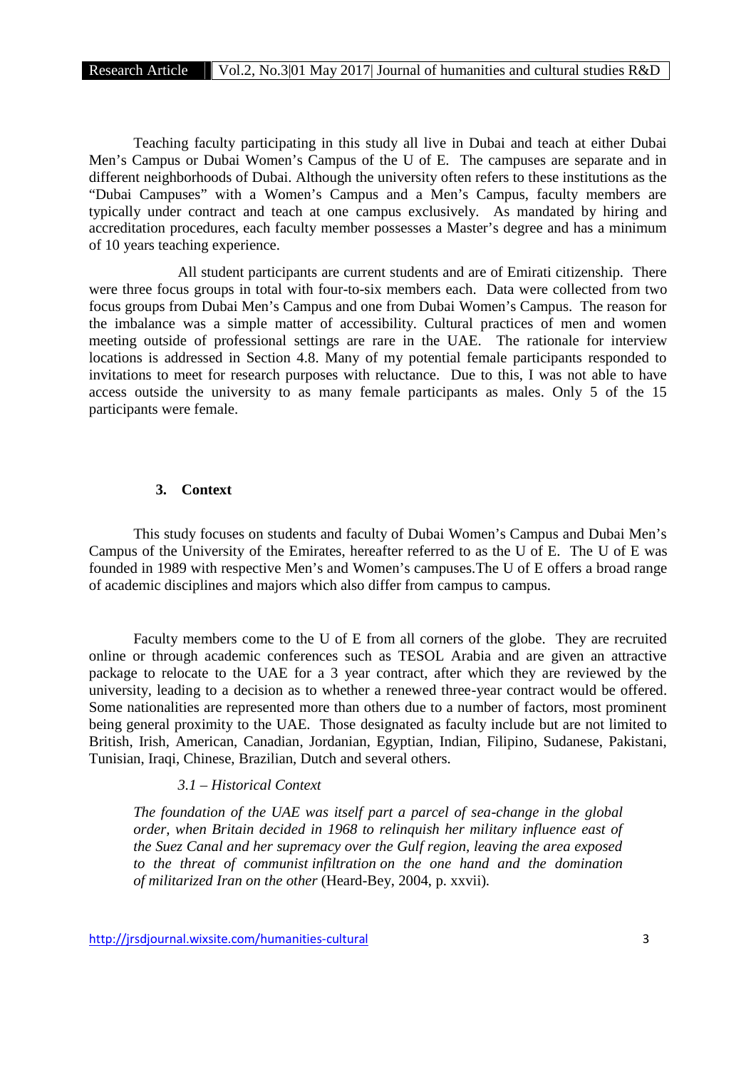Teaching faculty participating in this study all live in Dubai and teach at either Dubai Men's Campus or Dubai Women's Campus of the U of E. The campuses are separate and in different neighborhoods of Dubai. Although the university often refers to these institutions as the "Dubai Campuses" with a Women's Campus and a Men's Campus, faculty members are typically under contract and teach at one campus exclusively. As mandated by hiring and accreditation procedures, each faculty member possesses a Master's degree and has a minimum of 10 years teaching experience.

All student participants are current students and are of Emirati citizenship. There were three focus groups in total with four-to-six members each. Data were collected from two focus groups from Dubai Men's Campus and one from Dubai Women's Campus. The reason for the imbalance was a simple matter of accessibility. Cultural practices of men and women meeting outside of professional settings are rare in the UAE. The rationale for interview locations is addressed in Section 4.8. Many of my potential female participants responded to invitations to meet for research purposes with reluctance. Due to this, I was not able to have access outside the university to as many female participants as males. Only 5 of the 15 participants were female.

## 3. Context

This study focuses on students and faculty of Dubai Women's Campus and Dubai Men's Campus of the University of the Emirates, hereafter referred to as the U of E. The U of E was founded in 1989 with respective Men's and Women's campuses.The U of E offers a broad range of academic disciplines and majors which also differ from campus to campus.

Faculty members come to the U of E from all corners of the globe. They are recruited online or through academic conferences such as TESOL Arabia and are given an attractive package to relocate to the UAE for a 3 year contract, after which they are reviewed by the university, leading to a decision as to whether a renewed three-year contract would be offered. Some nationalities are represented more than others due to a number of factors, most prominent being general proximity to the UAE. Those designated as faculty include but are not limited to British, Irish, American, Canadian, Jordanian, Egyptian, Indian, Filipino, Sudanese, Pakistani, Tunisian, Iraqi, Chinese, Brazilian, Dutch and several others.

### *3.1 – Historical Context*

*The foundation of the UAE was itself part a parcel of sea-change in the global order, when Britain decided in 1968 to relinquish her military influence east of the Suez Canal and her supremacy over the Gulf region, leaving the area exposed to the threat of communist infiltration on the one hand and the domination of militarized Iran on the other* (Heard-Bey, 2004, p. xxvii).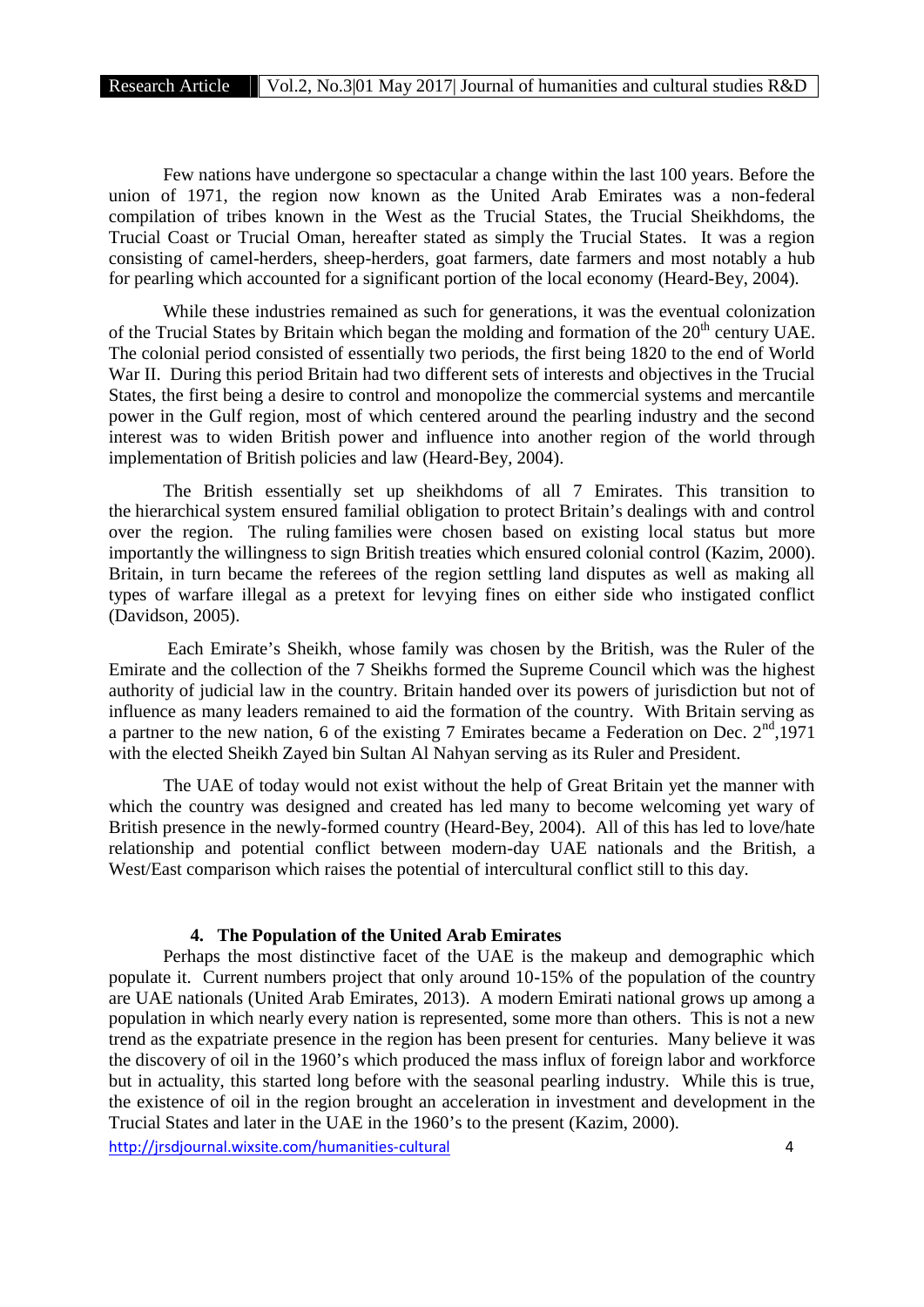Few nations have undergone so spectacular a change within the last 100 years. Before the union of 1971, the region now known as the United Arab Emirates was a non-federal compilation of tribes known in the West as the Trucial States, the Trucial Sheikhdoms, the Trucial Coast or Trucial Oman, hereafter stated as simply the Trucial States. It was a region consisting of camel-herders, sheep-herders, goat farmers, date farmers and most notably a hub for pearling which accounted for a significant portion of the local economy (Heard-Bey, 2004).

While these industries remained as such for generations, it was the eventual colonization of the Trucial States by Britain which began the molding and formation of the 20th century UAE. The colonial period consisted of essentially two periods, the first being 1820 to the end of World War II. During this period Britain had two different sets of interests and objectives in the Trucial States, the first being a desire to control and monopolize the commercial systems and mercantile power in the Gulf region, most of which centered around the pearling industry and the second interest was to widen British power and influence into another region of the world through implementation of British policies and law (Heard-Bey, 2004).

The British essentially set up sheikhdoms of all 7 Emirates. This transition to the hierarchical system ensured familial obligation to protect Britain's dealings with and control over the region. The ruling families were chosen based on existing local status but more importantly the willingness to sign British treaties which ensured colonial control (Kazim, 2000). Britain, in turn became the referees of the region settling land disputes as well as making all types of warfare illegal as a pretext for levying fines on either side who instigated conflict (Davidson, 2005).

Each Emirate's Sheikh, whose family was chosen by the British, was the Ruler of the Emirate and the collection of the 7 Sheikhs formed the Supreme Council which was the highest authority of judicial law in the country. Britain handed over its powers of jurisdiction but not of influence as many leaders remained to aid the formation of the country. With Britain serving as a partner to the new nation, 6 of the existing 7 Emirates became a Federation on Dec. 2nd,1971 with the elected Sheikh Zayed bin Sultan Al Nahyan serving as its Ruler and President.

The UAE of today would not exist without the help of Great Britain yet the manner with which the country was designed and created has led many to become welcoming yet wary of British presence in the newly-formed country (Heard-Bey, 2004). All of this has led to love/hate relationship and potential conflict between modern-day UAE nationals and the British, a West/East comparison which raises the potential of intercultural conflict still to this day.

## 4. The Population of the United Arab Emirates

Perhaps the most distinctive facet of the UAE is the makeup and demographic which populate it. Current numbers project that only around 10-15% of the population of the country are UAE nationals (United Arab Emirates, 2013). A modern Emirati national grows up among a population in which nearly every nation is represented, some more than others. This is not a new trend as the expatriate presence in the region has been present for centuries. Many believe it was the discovery of oil in the 1960's which produced the mass influx of foreign labor and workforce but in actuality, this started long before with the seasonal pearling industry. While this is true, the existence of oil in the region brought an acceleration in investment and development in the Trucial States and later in the UAE in the 1960's to the present (Kazim, 2000).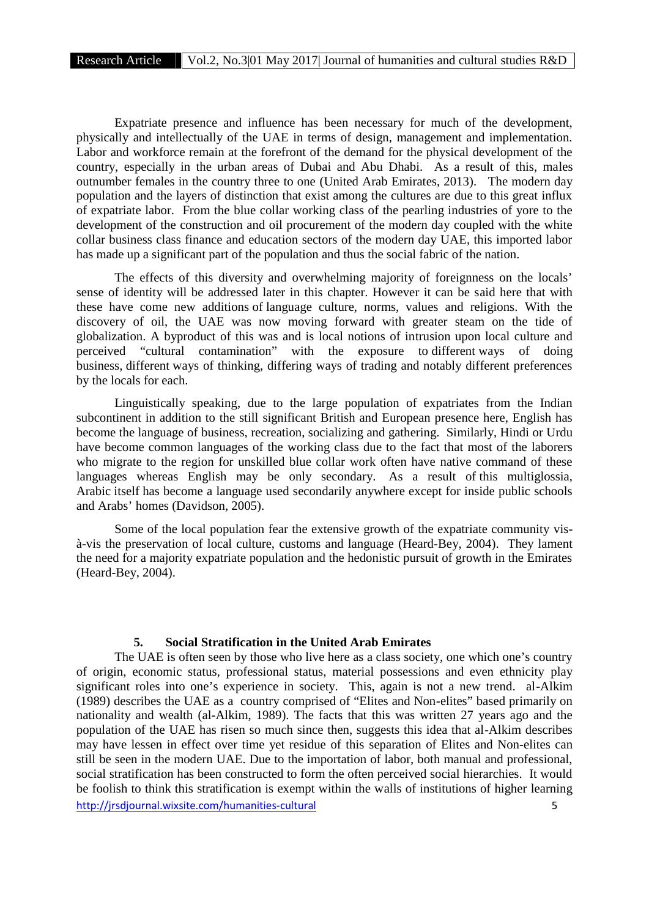Expatriate presence and influence has been necessary for much of the development, physically and intellectually of the UAE in terms of design, management and implementation. Labor and workforce remain at the forefront of the demand for the physical development of the country, especially in the urban areas of Dubai and Abu Dhabi. As a result of this, males outnumber females in the country three to one (United Arab Emirates, 2013). The modern day population and the layers of distinction that exist among the cultures are due to this great influx of expatriate labor. From the blue collar working class of the pearling industries of yore to the development of the construction and oil procurement of the modern day coupled with the white collar business class finance and education sectors of the modern day UAE, this imported labor has made up a significant part of the population and thus the social fabric of the nation.

The effects of this diversity and overwhelming majority of foreignness on the locals' sense of identity will be addressed later in this chapter. However it can be said here that with these have come new additions of language culture, norms, values and religions. With the discovery of oil, the UAE was now moving forward with greater steam on the tide of globalization. A byproduct of this was and is local notions of intrusion upon local culture and perceived "cultural contamination" with the exposure to different ways of doing business, different ways of thinking, differing ways of trading and notably different preferences by the locals for each.

Linguistically speaking, due to the large population of expatriates from the Indian subcontinent in addition to the still significant British and European presence here, English has become the language of business, recreation, socializing and gathering. Similarly, Hindi or Urdu have become common languages of the working class due to the fact that most of the laborers who migrate to the region for unskilled blue collar work often have native command of these languages whereas English may be only secondary. As a result of this multiglossia, Arabic itself has become a language used secondarily anywhere except for inside public schools and Arabs' homes (Davidson, 2005).

Some of the local population fear the extensive growth of the expatriate community vis-à-vis the preservation of local culture, customs and language (Heard-Bey, 2004). They lament the need for a majority expatriate population and the hedonistic pursuit of growth in the Emirates (Heard-Bey, 2004).

## 5. Social Stratification in the United Arab Emirates

The UAE is often seen by those who live here as a class society, one which one's country of origin, economic status, professional status, material possessions and even ethnicity play significant roles into one's experience in society. This, again is not a new trend. al-Alkim (1989) describes the UAE as a country comprised of "Elites and Non-elites" based primarily on nationality and wealth (al-Alkim, 1989). The facts that this was written 27 years ago and the population of the UAE has risen so much since then, suggests this idea that al-Alkim describes may have lessen in effect over time yet residue of this separation of Elites and Non-elites can still be seen in the modern UAE. Due to the importation of labor, both manual and professional, social stratification has been constructed to form the often perceived social hierarchies. It would be foolish to think this stratification is exempt within the walls of institutions of higher learning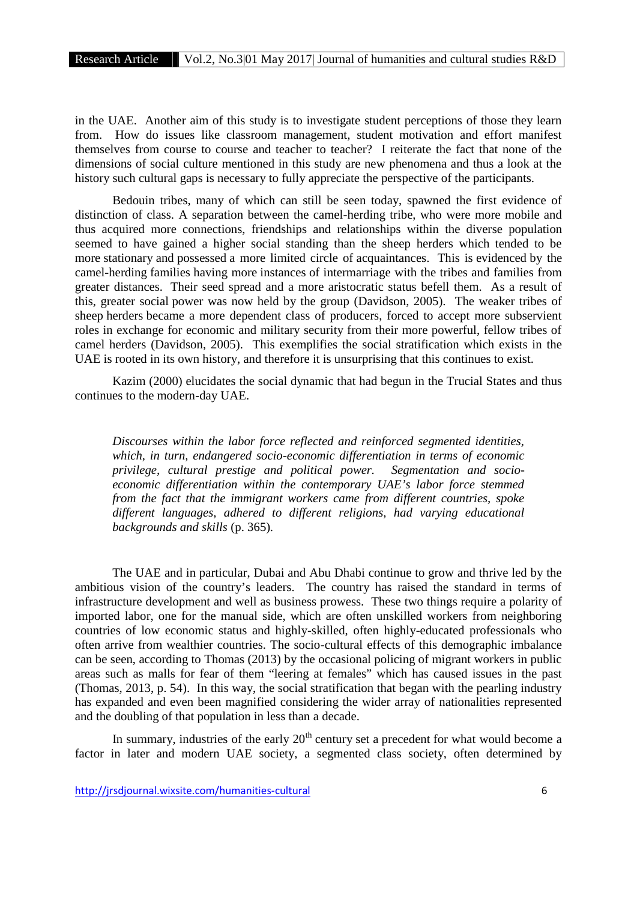in the UAE. Another aim of this study is to investigate student perceptions of those they learn from. How do issues like classroom management, student motivation and effort manifest themselves from course to course and teacher to teacher? I reiterate the fact that none of the dimensions of social culture mentioned in this study are new phenomena and thus a look at the history such cultural gaps is necessary to fully appreciate the perspective of the participants.

Bedouin tribes, many of which can still be seen today, spawned the first evidence of distinction of class. A separation between the camel-herding tribe, who were more mobile and thus acquired more connections, friendships and relationships within the diverse population seemed to have gained a higher social standing than the sheep herders which tended to be more stationary and possessed a more limited circle of acquaintances. This is evidenced by the camel-herding families having more instances of intermarriage with the tribes and families from greater distances. Their seed spread and a more aristocratic status befell them. As a result of this, greater social power was now held by the group (Davidson, 2005). The weaker tribes of sheep herders became a more dependent class of producers, forced to accept more subservient roles in exchange for economic and military security from their more powerful, fellow tribes of camel herders (Davidson, 2005). This exemplifies the social stratification which exists in the UAE is rooted in its own history, and therefore it is unsurprising that this continues to exist.

Kazim (2000) elucidates the social dynamic that had begun in the Trucial States and thus continues to the modern-day UAE.

> *Discourses within the labor force reflected and reinforced segmented identities, which, in turn, endangered socio-economic differentiation in terms of economic privilege, cultural prestige and political power. Segmentation and socio-economic differentiation within the contemporary UAE's labor force stemmed from the fact that the immigrant workers came from different countries, spoke different languages, adhered to different religions, had varying educational backgrounds and skills* (p. 365).

The UAE and in particular, Dubai and Abu Dhabi continue to grow and thrive led by the ambitious vision of the country's leaders. The country has raised the standard in terms of infrastructure development and well as business prowess. These two things require a polarity of imported labor, one for the manual side, which are often unskilled workers from neighboring countries of low economic status and highly-skilled, often highly-educated professionals who often arrive from wealthier countries. The socio-cultural effects of this demographic imbalance can be seen, according to Thomas (2013) by the occasional policing of migrant workers in public areas such as malls for fear of them "leering at females" which has caused issues in the past (Thomas, 2013, p. 54). In this way, the social stratification that began with the pearling industry has expanded and even been magnified considering the wider array of nationalities represented and the doubling of that population in less than a decade.

In summary, industries of the early 20th century set a precedent for what would become a factor in later and modern UAE society, a segmented class society, often determined by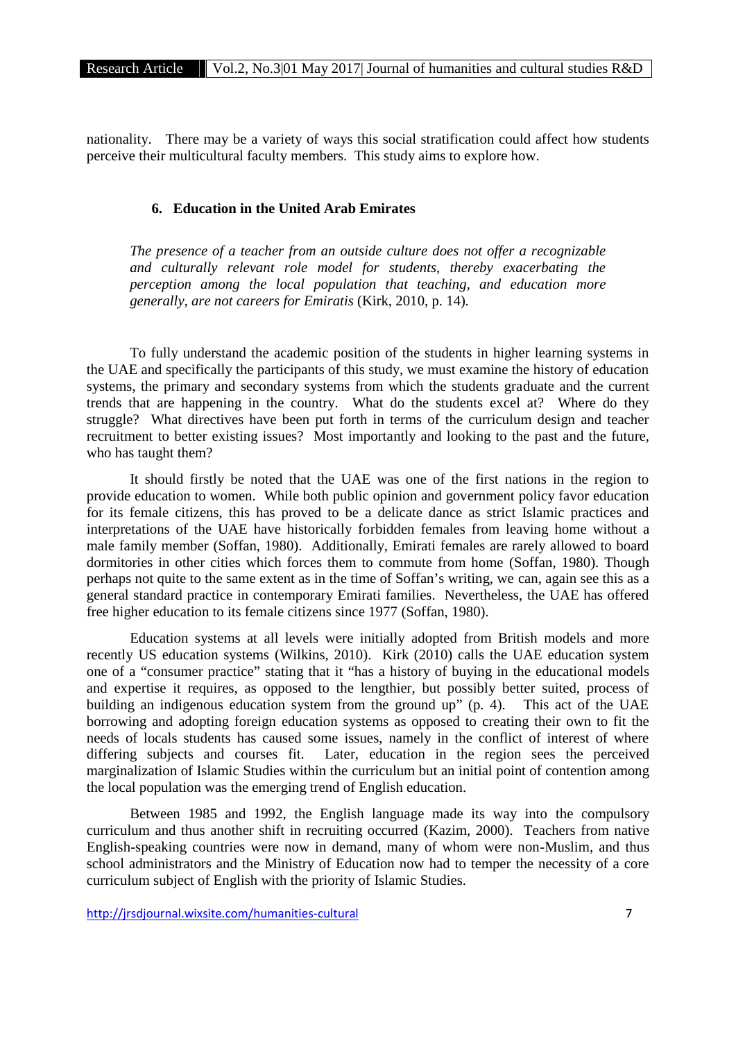nationality. There may be a variety of ways this social stratification could affect how students perceive their multicultural faculty members. This study aims to explore how.

## 6. Education in the United Arab Emirates

> *The presence of a teacher from an outside culture does not offer a recognizable and culturally relevant role model for students, thereby exacerbating the perception among the local population that teaching, and education more generally, are not careers for Emiratis* (Kirk, 2010, p. 14).

To fully understand the academic position of the students in higher learning systems in the UAE and specifically the participants of this study, we must examine the history of education systems, the primary and secondary systems from which the students graduate and the current trends that are happening in the country. What do the students excel at? Where do they struggle? What directives have been put forth in terms of the curriculum design and teacher recruitment to better existing issues? Most importantly and looking to the past and the future, who has taught them?

It should firstly be noted that the UAE was one of the first nations in the region to provide education to women. While both public opinion and government policy favor education for its female citizens, this has proved to be a delicate dance as strict Islamic practices and interpretations of the UAE have historically forbidden females from leaving home without a male family member (Soffan, 1980). Additionally, Emirati females are rarely allowed to board dormitories in other cities which forces them to commute from home (Soffan, 1980). Though perhaps not quite to the same extent as in the time of Soffan's writing, we can, again see this as a general standard practice in contemporary Emirati families. Nevertheless, the UAE has offered free higher education to its female citizens since 1977 (Soffan, 1980).

Education systems at all levels were initially adopted from British models and more recently US education systems (Wilkins, 2010). Kirk (2010) calls the UAE education system one of a "consumer practice" stating that it "has a history of buying in the educational models and expertise it requires, as opposed to the lengthier, but possibly better suited, process of building an indigenous education system from the ground up" (p. 4). This act of the UAE borrowing and adopting foreign education systems as opposed to creating their own to fit the needs of locals students has caused some issues, namely in the conflict of interest of where differing subjects and courses fit. Later, education in the region sees the perceived marginalization of Islamic Studies within the curriculum but an initial point of contention among the local population was the emerging trend of English education.

Between 1985 and 1992, the English language made its way into the compulsory curriculum and thus another shift in recruiting occurred (Kazim, 2000). Teachers from native English-speaking countries were now in demand, many of whom were non-Muslim, and thus school administrators and the Ministry of Education now had to temper the necessity of a core curriculum subject of English with the priority of Islamic Studies.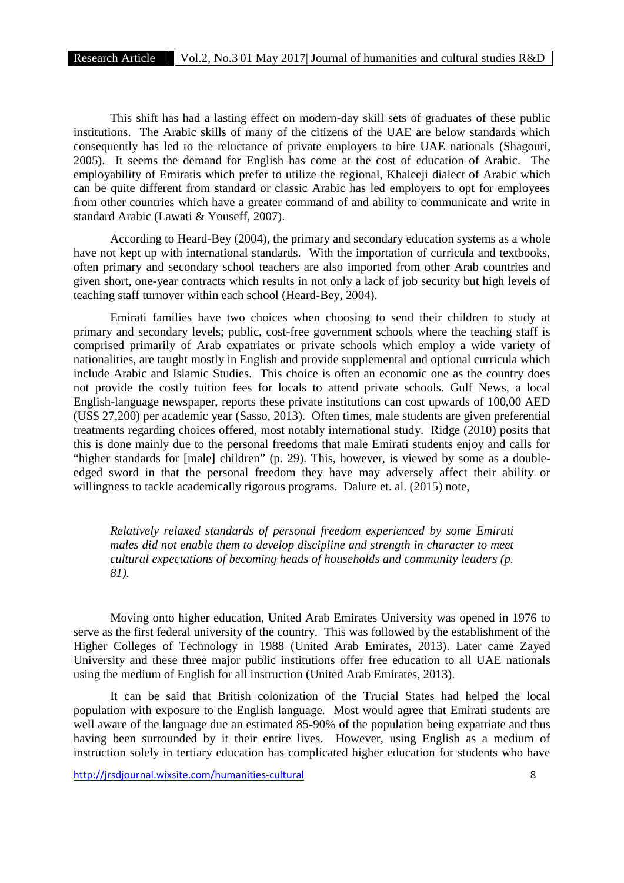This shift has had a lasting effect on modern-day skill sets of graduates of these public institutions. The Arabic skills of many of the citizens of the UAE are below standards which consequently has led to the reluctance of private employers to hire UAE nationals (Shagouri, 2005). It seems the demand for English has come at the cost of education of Arabic. The employability of Emiratis which prefer to utilize the regional, Khaleeji dialect of Arabic which can be quite different from standard or classic Arabic has led employers to opt for employees from other countries which have a greater command of and ability to communicate and write in standard Arabic (Lawati & Youseff, 2007).

According to Heard-Bey (2004), the primary and secondary education systems as a whole have not kept up with international standards. With the importation of curricula and textbooks, often primary and secondary school teachers are also imported from other Arab countries and given short, one-year contracts which results in not only a lack of job security but high levels of teaching staff turnover within each school (Heard-Bey, 2004).

Emirati families have two choices when choosing to send their children to study at primary and secondary levels; public, cost-free government schools where the teaching staff is comprised primarily of Arab expatriates or private schools which employ a wide variety of nationalities, are taught mostly in English and provide supplemental and optional curricula which include Arabic and Islamic Studies. This choice is often an economic one as the country does not provide the costly tuition fees for locals to attend private schools. Gulf News, a local English-language newspaper, reports these private institutions can cost upwards of 100,00 AED (US$ 27,200) per academic year (Sasso, 2013). Often times, male students are given preferential treatments regarding choices offered, most notably international study. Ridge (2010) posits that this is done mainly due to the personal freedoms that male Emirati students enjoy and calls for "higher standards for [male] children" (p. 29). This, however, is viewed by some as a double-edged sword in that the personal freedom they have may adversely affect their ability or willingness to tackle academically rigorous programs. Dalure et. al. (2015) note,

> *Relatively relaxed standards of personal freedom experienced by some Emirati males did not enable them to develop discipline and strength in character to meet cultural expectations of becoming heads of households and community leaders (p. 81).*

Moving onto higher education, United Arab Emirates University was opened in 1976 to serve as the first federal university of the country. This was followed by the establishment of the Higher Colleges of Technology in 1988 (United Arab Emirates, 2013). Later came Zayed University and these three major public institutions offer free education to all UAE nationals using the medium of English for all instruction (United Arab Emirates, 2013).

It can be said that British colonization of the Trucial States had helped the local population with exposure to the English language. Most would agree that Emirati students are well aware of the language due an estimated 85-90% of the population being expatriate and thus having been surrounded by it their entire lives. However, using English as a medium of instruction solely in tertiary education has complicated higher education for students who have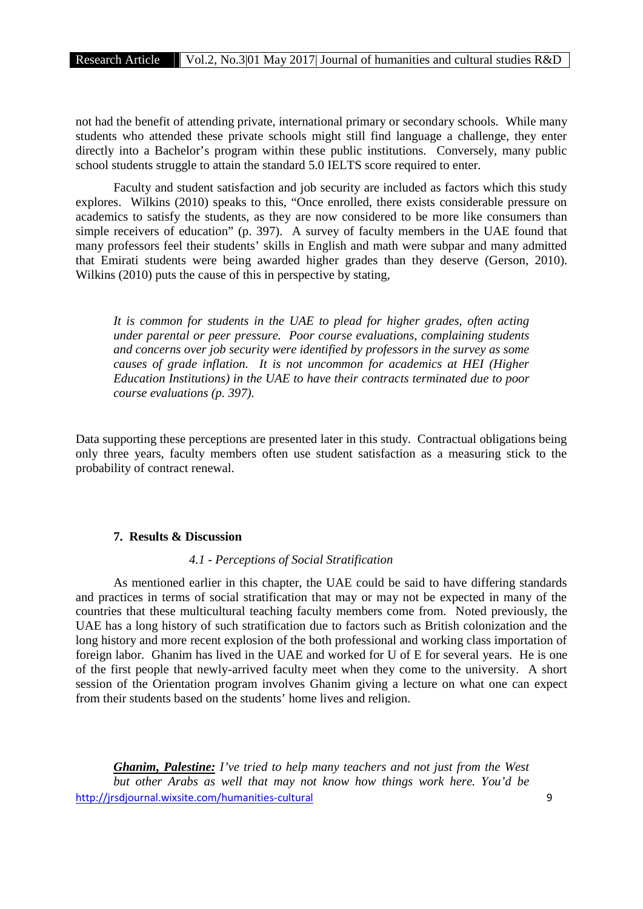not had the benefit of attending private, international primary or secondary schools. While many students who attended these private schools might still find language a challenge, they enter directly into a Bachelor's program within these public institutions. Conversely, many public school students struggle to attain the standard 5.0 IELTS score required to enter.

Faculty and student satisfaction and job security are included as factors which this study explores. Wilkins (2010) speaks to this, "Once enrolled, there exists considerable pressure on academics to satisfy the students, as they are now considered to be more like consumers than simple receivers of education" (p. 397). A survey of faculty members in the UAE found that many professors feel their students' skills in English and math were subpar and many admitted that Emirati students were being awarded higher grades than they deserve (Gerson, 2010). Wilkins (2010) puts the cause of this in perspective by stating,

> *It is common for students in the UAE to plead for higher grades, often acting under parental or peer pressure. Poor course evaluations, complaining students and concerns over job security were identified by professors in the survey as some causes of grade inflation. It is not uncommon for academics at HEI (Higher Education Institutions) in the UAE to have their contracts terminated due to poor course evaluations (p. 397).*

Data supporting these perceptions are presented later in this study. Contractual obligations being only three years, faculty members often use student satisfaction as a measuring stick to the probability of contract renewal.

## 7. Results & Discussion

### *4.1 - Perceptions of Social Stratification*

As mentioned earlier in this chapter, the UAE could be said to have differing standards and practices in terms of social stratification that may or may not be expected in many of the countries that these multicultural teaching faculty members come from. Noted previously, the UAE has a long history of such stratification due to factors such as British colonization and the long history and more recent explosion of the both professional and working class importation of foreign labor. Ghanim has lived in the UAE and worked for U of E for several years. He is one of the first people that newly-arrived faculty meet when they come to the university. A short session of the Orientation program involves Ghanim giving a lecture on what one can expect from their students based on the students' home lives and religion.

> ***Ghanim, Palestine:*** *I've tried to help many teachers and not just from the West but other Arabs as well that may not know how things work here. You'd be*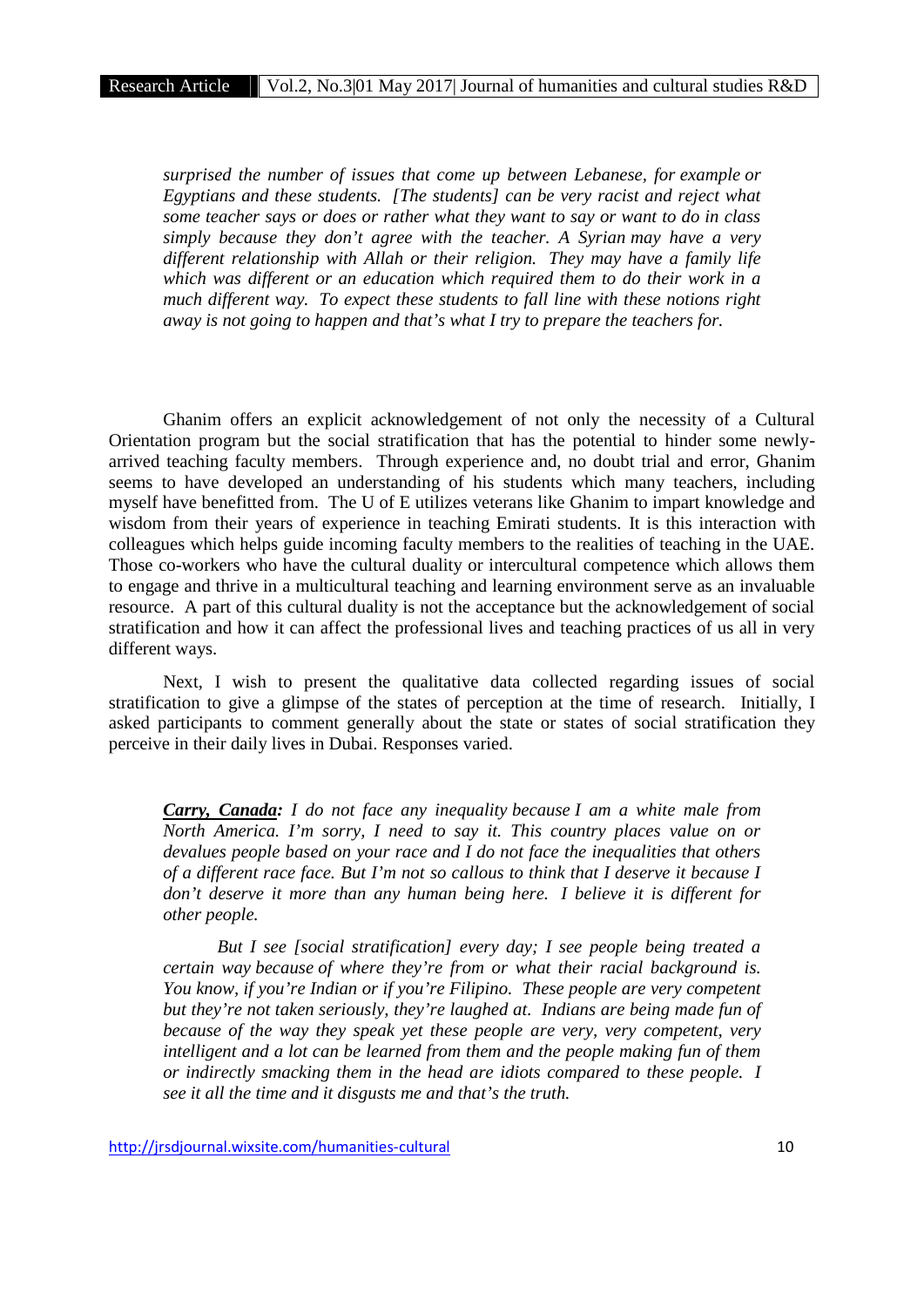> *surprised the number of issues that come up between Lebanese, for example or Egyptians and these students. [The students] can be very racist and reject what some teacher says or does or rather what they want to say or want to do in class simply because they don't agree with the teacher. A Syrian may have a very different relationship with Allah or their religion. They may have a family life which was different or an education which required them to do their work in a much different way. To expect these students to fall line with these notions right away is not going to happen and that's what I try to prepare the teachers for.*

Ghanim offers an explicit acknowledgement of not only the necessity of a Cultural Orientation program but the social stratification that has the potential to hinder some newly-arrived teaching faculty members. Through experience and, no doubt trial and error, Ghanim seems to have developed an understanding of his students which many teachers, including myself have benefitted from. The U of E utilizes veterans like Ghanim to impart knowledge and wisdom from their years of experience in teaching Emirati students. It is this interaction with colleagues which helps guide incoming faculty members to the realities of teaching in the UAE. Those co-workers who have the cultural duality or intercultural competence which allows them to engage and thrive in a multicultural teaching and learning environment serve as an invaluable resource. A part of this cultural duality is not the acceptance but the acknowledgement of social stratification and how it can affect the professional lives and teaching practices of us all in very different ways.

Next, I wish to present the qualitative data collected regarding issues of social stratification to give a glimpse of the states of perception at the time of research. Initially, I asked participants to comment generally about the state or states of social stratification they perceive in their daily lives in Dubai. Responses varied.

> ***Carry, Canada:*** *I do not face any inequality because I am a white male from North America. I'm sorry, I need to say it. This country places value on or devalues people based on your race and I do not face the inequalities that others of a different race face. But I'm not so callous to think that I deserve it because I don't deserve it more than any human being here. I believe it is different for other people.*
>
> *But I see [social stratification] every day; I see people being treated a certain way because of where they're from or what their racial background is. You know, if you're Indian or if you're Filipino. These people are very competent but they're not taken seriously, they're laughed at. Indians are being made fun of because of the way they speak yet these people are very, very competent, very intelligent and a lot can be learned from them and the people making fun of them or indirectly smacking them in the head are idiots compared to these people. I see it all the time and it disgusts me and that's the truth.*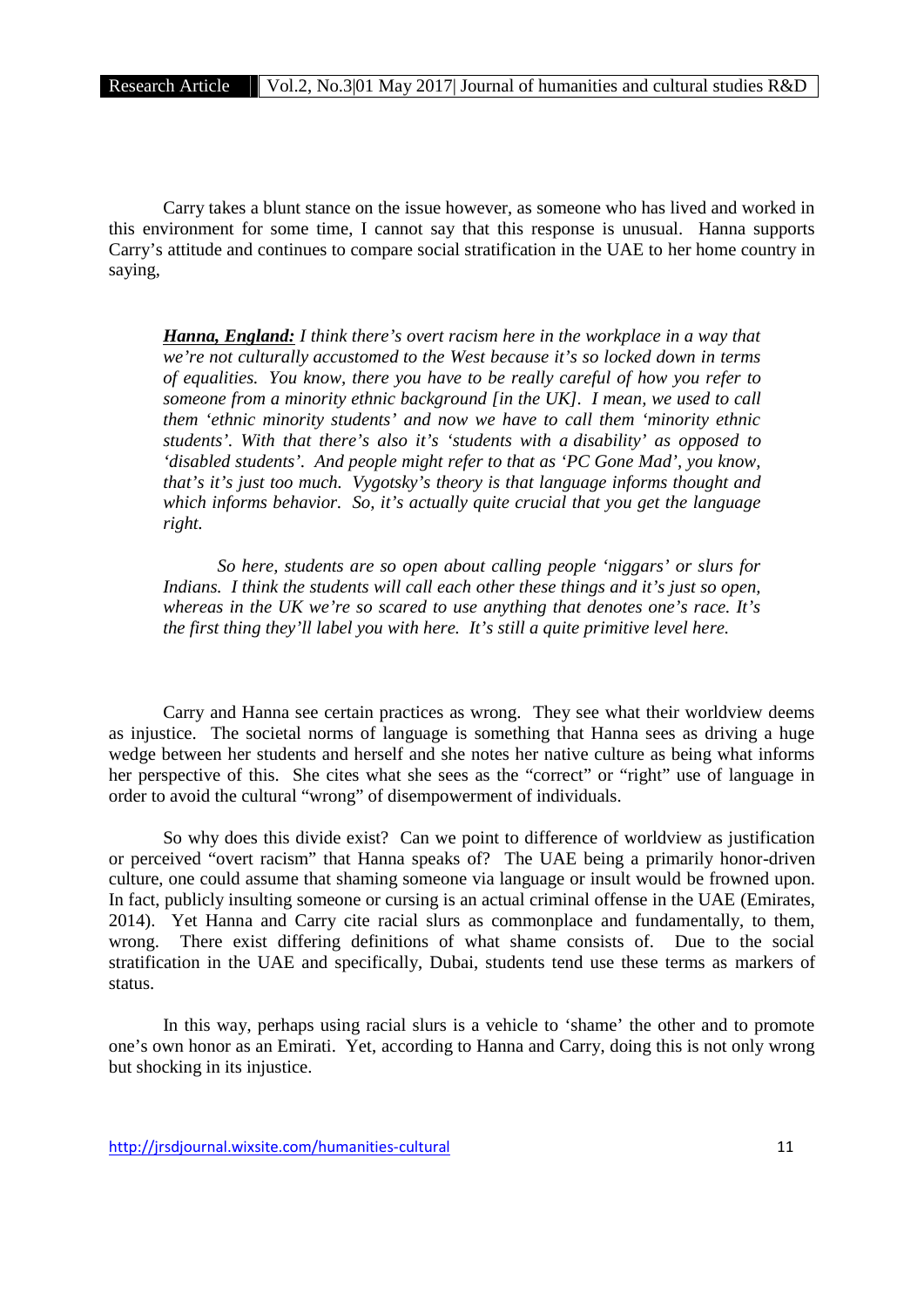Carry takes a blunt stance on the issue however, as someone who has lived and worked in this environment for some time, I cannot say that this response is unusual. Hanna supports Carry's attitude and continues to compare social stratification in the UAE to her home country in saying,

> ***Hanna, England:*** *I think there's overt racism here in the workplace in a way that we're not culturally accustomed to the West because it's so locked down in terms of equalities. You know, there you have to be really careful of how you refer to someone from a minority ethnic background [in the UK]. I mean, we used to call them 'ethnic minority students' and now we have to call them 'minority ethnic students'. With that there's also it's 'students with a disability' as opposed to 'disabled students'. And people might refer to that as 'PC Gone Mad', you know, that's it's just too much. Vygotsky's theory is that language informs thought and which informs behavior. So, it's actually quite crucial that you get the language right.*
>
> *So here, students are so open about calling people 'niggars' or slurs for Indians. I think the students will call each other these things and it's just so open, whereas in the UK we're so scared to use anything that denotes one's race. It's the first thing they'll label you with here. It's still a quite primitive level here.*

Carry and Hanna see certain practices as wrong. They see what their worldview deems as injustice. The societal norms of language is something that Hanna sees as driving a huge wedge between her students and herself and she notes her native culture as being what informs her perspective of this. She cites what she sees as the "correct" or "right" use of language in order to avoid the cultural "wrong" of disempowerment of individuals.

So why does this divide exist? Can we point to difference of worldview as justification or perceived "overt racism" that Hanna speaks of? The UAE being a primarily honor-driven culture, one could assume that shaming someone via language or insult would be frowned upon. In fact, publicly insulting someone or cursing is an actual criminal offense in the UAE (Emirates, 2014). Yet Hanna and Carry cite racial slurs as commonplace and fundamentally, to them, wrong. There exist differing definitions of what shame consists of. Due to the social stratification in the UAE and specifically, Dubai, students tend use these terms as markers of status.

In this way, perhaps using racial slurs is a vehicle to 'shame' the other and to promote one's own honor as an Emirati. Yet, according to Hanna and Carry, doing this is not only wrong but shocking in its injustice.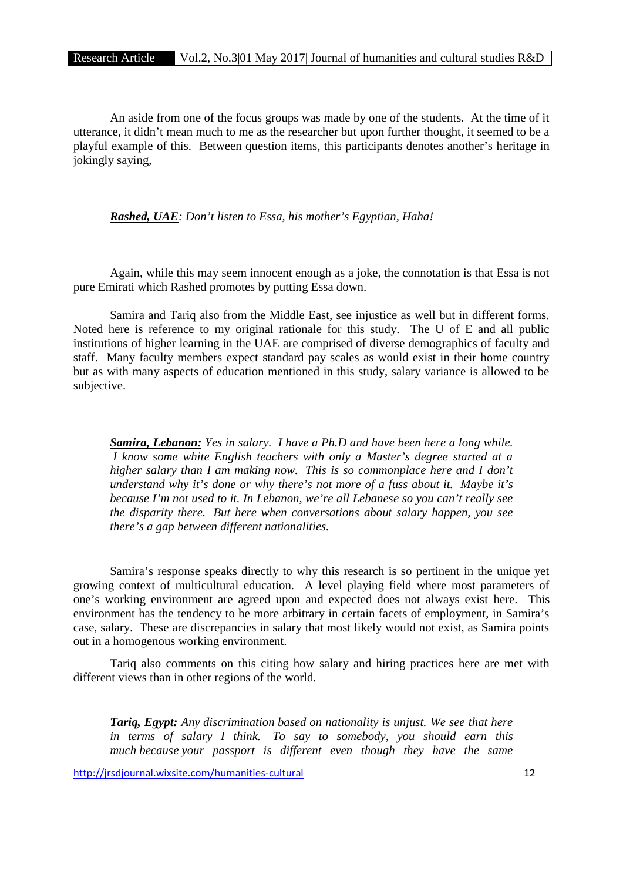An aside from one of the focus groups was made by one of the students. At the time of it utterance, it didn't mean much to me as the researcher but upon further thought, it seemed to be a playful example of this. Between question items, this participants denotes another's heritage in jokingly saying,

> ***Rashed, UAE****: Don't listen to Essa, his mother's Egyptian, Haha!*

Again, while this may seem innocent enough as a joke, the connotation is that Essa is not pure Emirati which Rashed promotes by putting Essa down.

Samira and Tariq also from the Middle East, see injustice as well but in different forms. Noted here is reference to my original rationale for this study. The U of E and all public institutions of higher learning in the UAE are comprised of diverse demographics of faculty and staff. Many faculty members expect standard pay scales as would exist in their home country but as with many aspects of education mentioned in this study, salary variance is allowed to be subjective.

> ***Samira, Lebanon:*** *Yes in salary. I have a Ph.D and have been here a long while. I know some white English teachers with only a Master's degree started at a higher salary than I am making now. This is so commonplace here and I don't understand why it's done or why there's not more of a fuss about it. Maybe it's because I'm not used to it. In Lebanon, we're all Lebanese so you can't really see the disparity there. But here when conversations about salary happen, you see there's a gap between different nationalities.*

Samira's response speaks directly to why this research is so pertinent in the unique yet growing context of multicultural education. A level playing field where most parameters of one's working environment are agreed upon and expected does not always exist here. This environment has the tendency to be more arbitrary in certain facets of employment, in Samira's case, salary. These are discrepancies in salary that most likely would not exist, as Samira points out in a homogenous working environment.

Tariq also comments on this citing how salary and hiring practices here are met with different views than in other regions of the world.

> ***Tariq, Egypt:*** *Any discrimination based on nationality is unjust. We see that here in terms of salary I think. To say to somebody, you should earn this much because your passport is different even though they have the same*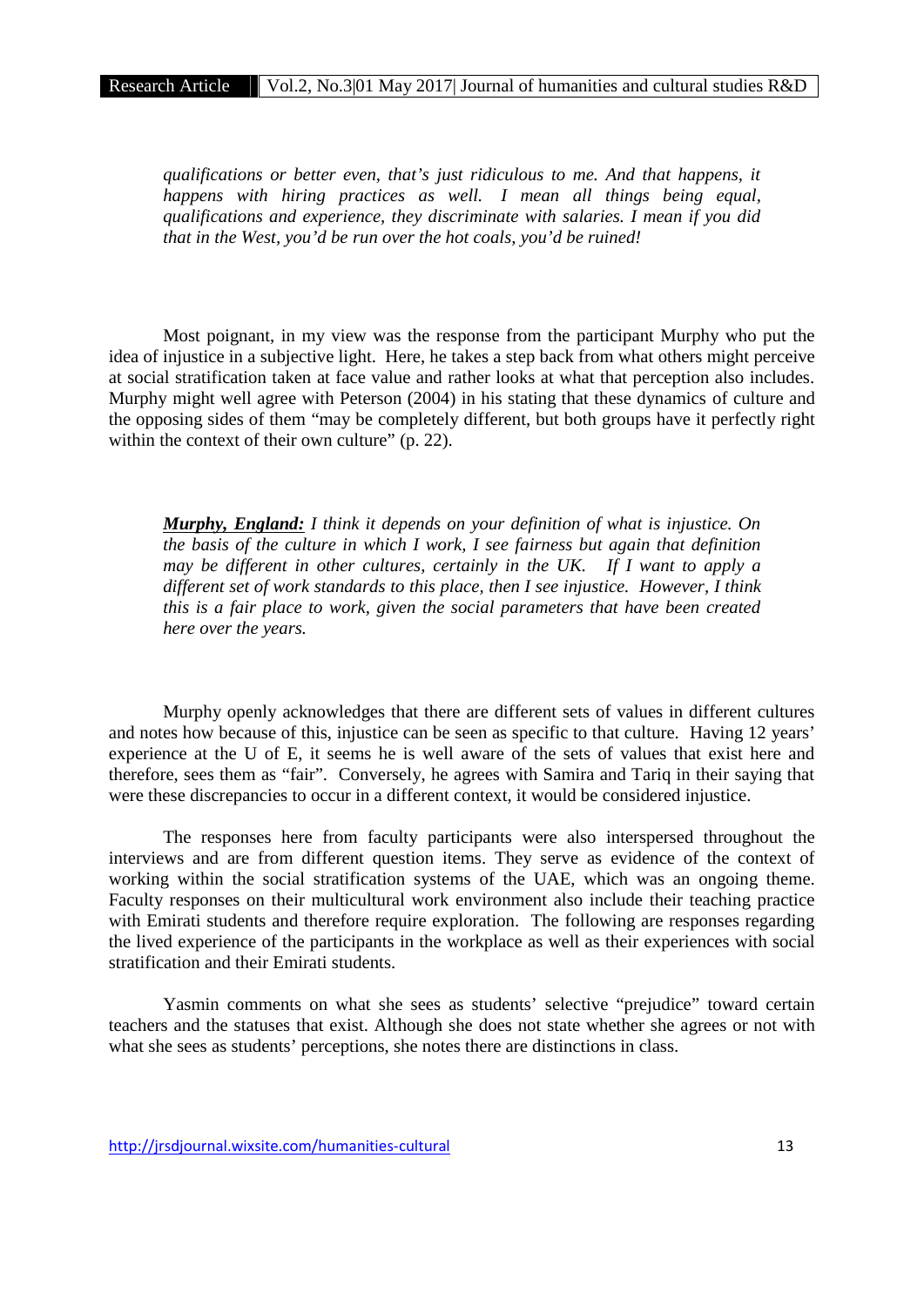*qualifications or better even, that's just ridiculous to me. And that happens, it happens with hiring practices as well. I mean all things being equal, qualifications and experience, they discriminate with salaries. I mean if you did that in the West, you'd be run over the hot coals, you'd be ruined!*

Most poignant, in my view was the response from the participant Murphy who put the idea of injustice in a subjective light. Here, he takes a step back from what others might perceive at social stratification taken at face value and rather looks at what that perception also includes. Murphy might well agree with Peterson (2004) in his stating that these dynamics of culture and the opposing sides of them "may be completely different, but both groups have it perfectly right within the context of their own culture" (p. 22).

> ***Murphy, England:*** *I think it depends on your definition of what is injustice. On the basis of the culture in which I work, I see fairness but again that definition may be different in other cultures, certainly in the UK. If I want to apply a different set of work standards to this place, then I see injustice. However, I think this is a fair place to work, given the social parameters that have been created here over the years.*

Murphy openly acknowledges that there are different sets of values in different cultures and notes how because of this, injustice can be seen as specific to that culture. Having 12 years' experience at the U of E, it seems he is well aware of the sets of values that exist here and therefore, sees them as "fair". Conversely, he agrees with Samira and Tariq in their saying that were these discrepancies to occur in a different context, it would be considered injustice.

The responses here from faculty participants were also interspersed throughout the interviews and are from different question items. They serve as evidence of the context of working within the social stratification systems of the UAE, which was an ongoing theme. Faculty responses on their multicultural work environment also include their teaching practice with Emirati students and therefore require exploration. The following are responses regarding the lived experience of the participants in the workplace as well as their experiences with social stratification and their Emirati students.

Yasmin comments on what she sees as students' selective "prejudice" toward certain teachers and the statuses that exist. Although she does not state whether she agrees or not with what she sees as students' perceptions, she notes there are distinctions in class.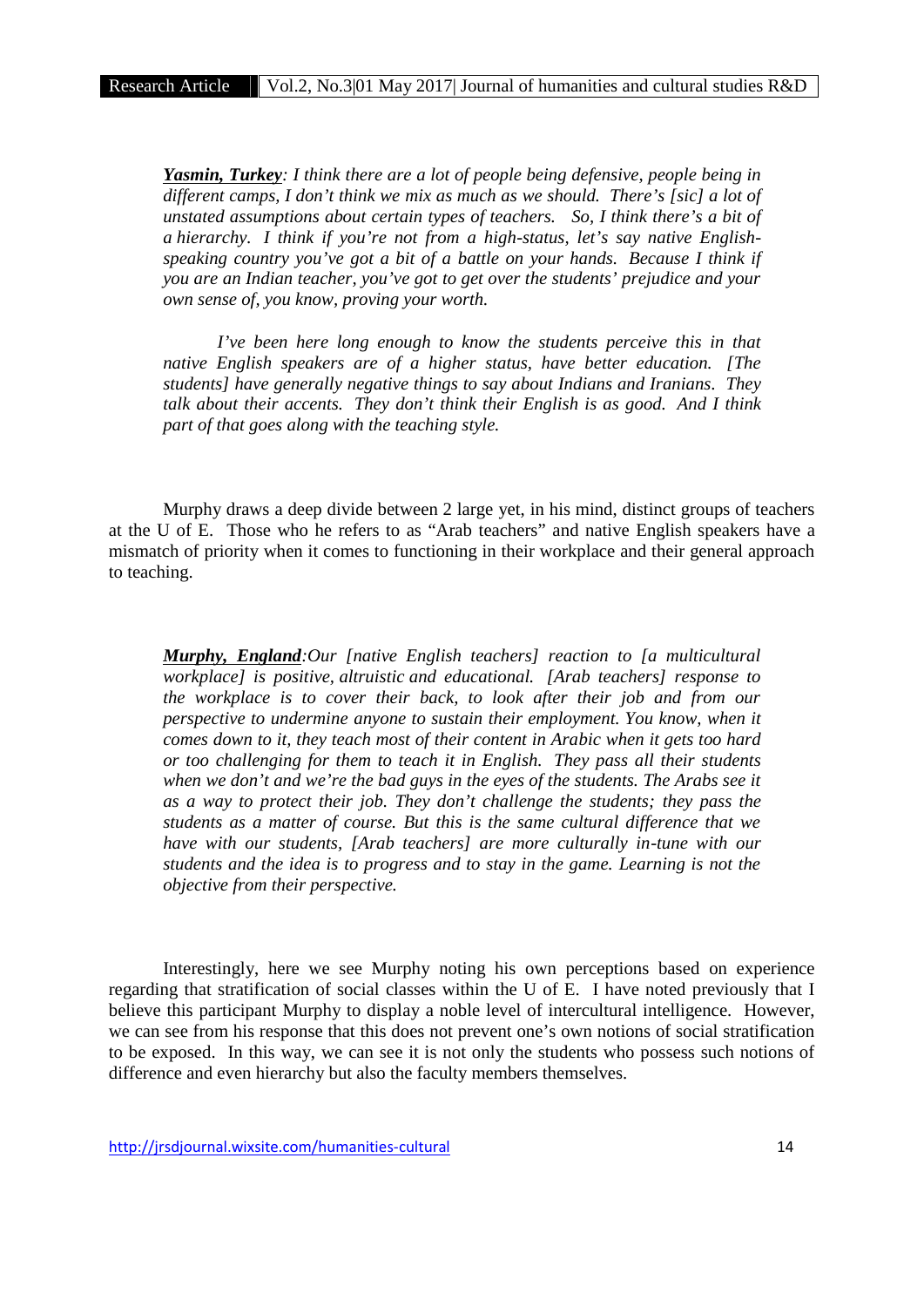*__Yasmin, Turkey__: I think there are a lot of people being defensive, people being in different camps, I don't think we mix as much as we should. There's [sic] a lot of unstated assumptions about certain types of teachers. So, I think there's a bit of a hierarchy. I think if you're not from a high-status, let's say native English-speaking country you've got a bit of a battle on your hands. Because I think if you are an Indian teacher, you've got to get over the students' prejudice and your own sense of, you know, proving your worth.*

*I've been here long enough to know the students perceive this in that native English speakers are of a higher status, have better education. [The students] have generally negative things to say about Indians and Iranians. They talk about their accents. They don't think their English is as good. And I think part of that goes along with the teaching style.*

Murphy draws a deep divide between 2 large yet, in his mind, distinct groups of teachers at the U of E. Those who he refers to as "Arab teachers" and native English speakers have a mismatch of priority when it comes to functioning in their workplace and their general approach to teaching.

*__Murphy, England__:Our [native English teachers] reaction to [a multicultural workplace] is positive, altruistic and educational. [Arab teachers] response to the workplace is to cover their back, to look after their job and from our perspective to undermine anyone to sustain their employment. You know, when it comes down to it, they teach most of their content in Arabic when it gets too hard or too challenging for them to teach it in English. They pass all their students when we don't and we're the bad guys in the eyes of the students. The Arabs see it as a way to protect their job. They don't challenge the students; they pass the students as a matter of course. But this is the same cultural difference that we have with our students, [Arab teachers] are more culturally in-tune with our students and the idea is to progress and to stay in the game. Learning is not the objective from their perspective.*

Interestingly, here we see Murphy noting his own perceptions based on experience regarding that stratification of social classes within the U of E. I have noted previously that I believe this participant Murphy to display a noble level of intercultural intelligence. However, we can see from his response that this does not prevent one's own notions of social stratification to be exposed. In this way, we can see it is not only the students who possess such notions of difference and even hierarchy but also the faculty members themselves.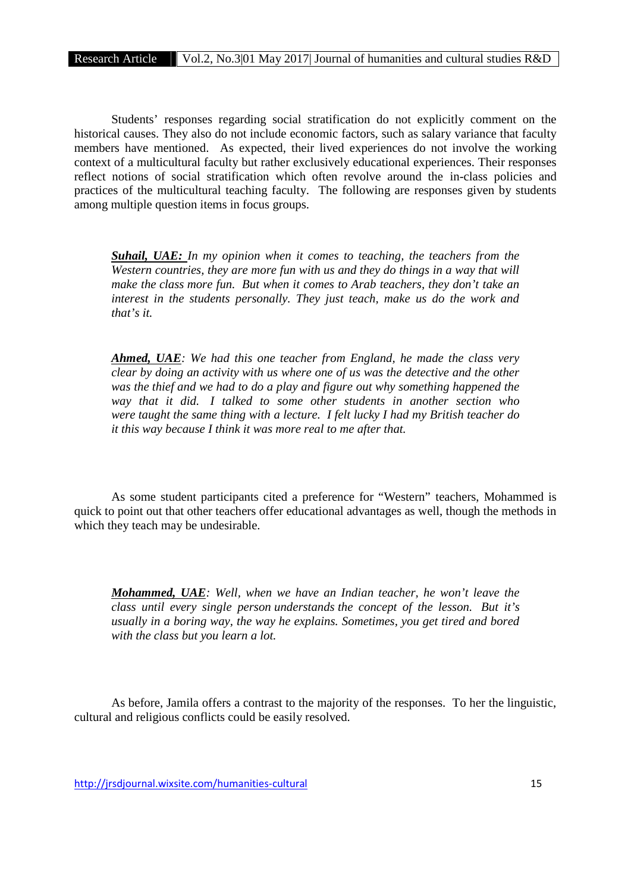Students' responses regarding social stratification do not explicitly comment on the historical causes. They also do not include economic factors, such as salary variance that faculty members have mentioned. As expected, their lived experiences do not involve the working context of a multicultural faculty but rather exclusively educational experiences. Their responses reflect notions of social stratification which often revolve around the in-class policies and practices of the multicultural teaching faculty. The following are responses given by students among multiple question items in focus groups.

> ***Suhail, UAE:*** *In my opinion when it comes to teaching, the teachers from the Western countries, they are more fun with us and they do things in a way that will make the class more fun. But when it comes to Arab teachers, they don't take an interest in the students personally. They just teach, make us do the work and that's it.*

> ***Ahmed, UAE****: We had this one teacher from England, he made the class very clear by doing an activity with us where one of us was the detective and the other was the thief and we had to do a play and figure out why something happened the way that it did. I talked to some other students in another section who were taught the same thing with a lecture. I felt lucky I had my British teacher do it this way because I think it was more real to me after that.*

As some student participants cited a preference for "Western" teachers, Mohammed is quick to point out that other teachers offer educational advantages as well, though the methods in which they teach may be undesirable.

> ***Mohammed, UAE****: Well, when we have an Indian teacher, he won't leave the class until every single person understands the concept of the lesson. But it's usually in a boring way, the way he explains. Sometimes, you get tired and bored with the class but you learn a lot.*

As before, Jamila offers a contrast to the majority of the responses. To her the linguistic, cultural and religious conflicts could be easily resolved.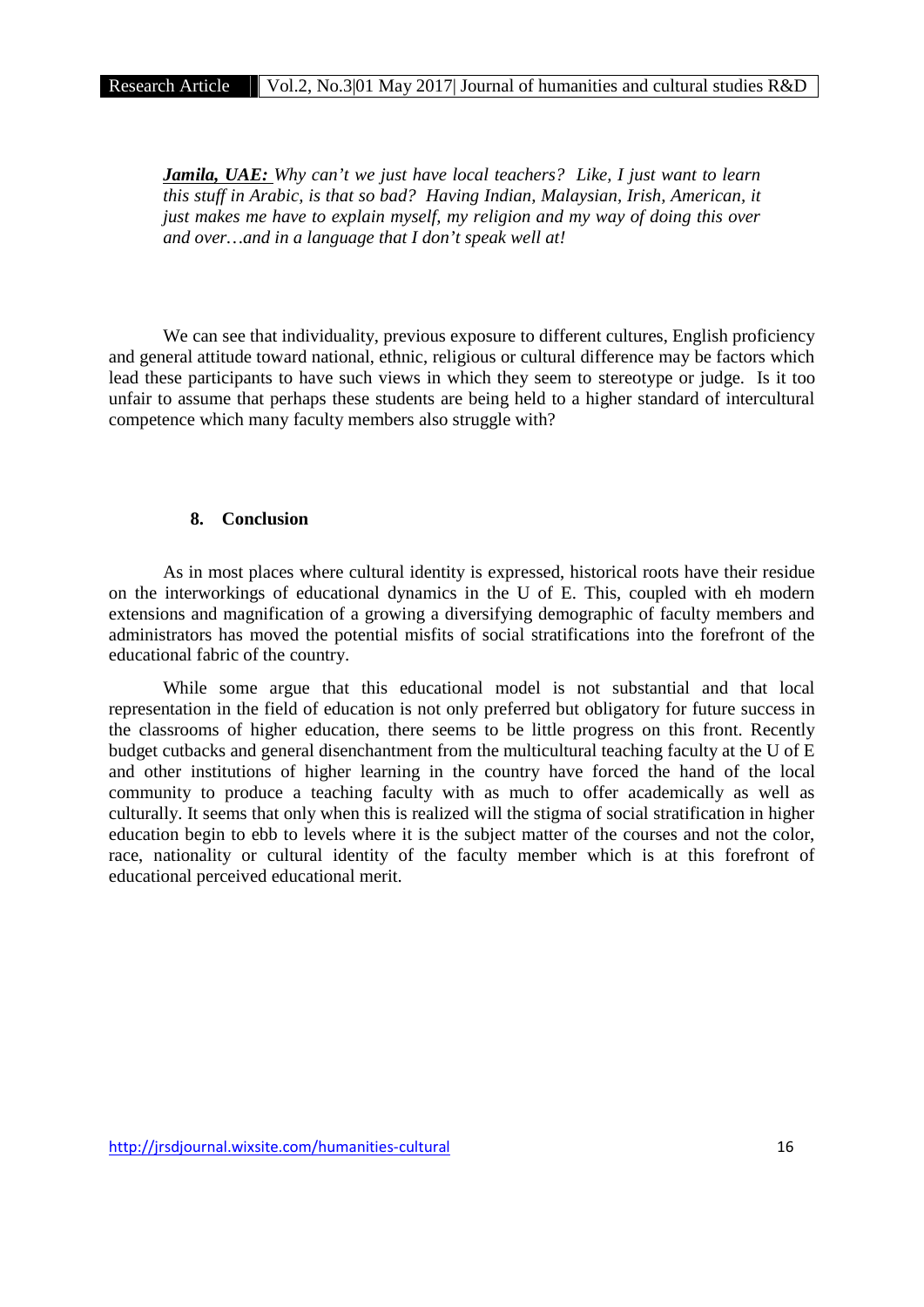***Jamila, UAE:*** *Why can't we just have local teachers? Like, I just want to learn this stuff in Arabic, is that so bad? Having Indian, Malaysian, Irish, American, it just makes me have to explain myself, my religion and my way of doing this over and over…and in a language that I don't speak well at!*

We can see that individuality, previous exposure to different cultures, English proficiency and general attitude toward national, ethnic, religious or cultural difference may be factors which lead these participants to have such views in which they seem to stereotype or judge. Is it too unfair to assume that perhaps these students are being held to a higher standard of intercultural competence which many faculty members also struggle with?

## 8. Conclusion

As in most places where cultural identity is expressed, historical roots have their residue on the interworkings of educational dynamics in the U of E. This, coupled with eh modern extensions and magnification of a growing a diversifying demographic of faculty members and administrators has moved the potential misfits of social stratifications into the forefront of the educational fabric of the country.

While some argue that this educational model is not substantial and that local representation in the field of education is not only preferred but obligatory for future success in the classrooms of higher education, there seems to be little progress on this front. Recently budget cutbacks and general disenchantment from the multicultural teaching faculty at the U of E and other institutions of higher learning in the country have forced the hand of the local community to produce a teaching faculty with as much to offer academically as well as culturally. It seems that only when this is realized will the stigma of social stratification in higher education begin to ebb to levels where it is the subject matter of the courses and not the color, race, nationality or cultural identity of the faculty member which is at this forefront of educational perceived educational merit.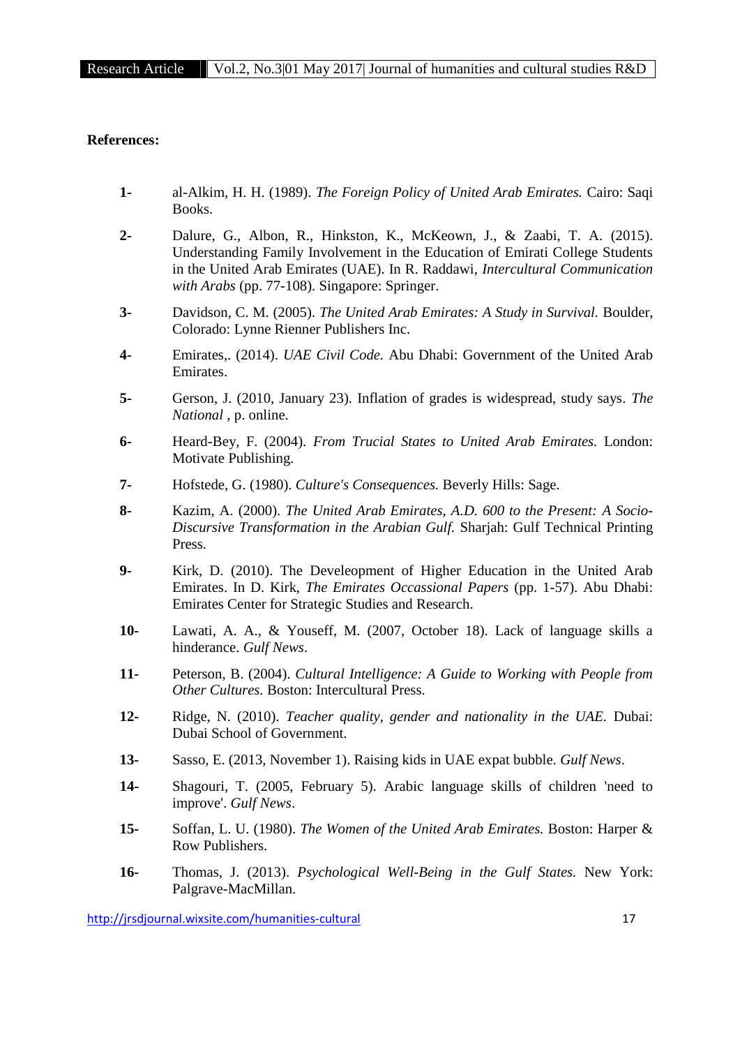**References:**

1- al-Alkim, H. H. (1989). *The Foreign Policy of United Arab Emirates.* Cairo: Saqi Books.

2- Dalure, G., Albon, R., Hinkston, K., McKeown, J., & Zaabi, T. A. (2015). Understanding Family Involvement in the Education of Emirati College Students in the United Arab Emirates (UAE). In R. Raddawi, *Intercultural Communication with Arabs* (pp. 77-108). Singapore: Springer.

3- Davidson, C. M. (2005). *The United Arab Emirates: A Study in Survival.* Boulder, Colorado: Lynne Rienner Publishers Inc.

4- Emirates,. (2014). *UAE Civil Code.* Abu Dhabi: Government of the United Arab Emirates.

5- Gerson, J. (2010, January 23). Inflation of grades is widespread, study says. *The National* , p. online.

6- Heard-Bey, F. (2004). *From Trucial States to United Arab Emirates.* London: Motivate Publishing.

7- Hofstede, G. (1980). *Culture's Consequences.* Beverly Hills: Sage.

8- Kazim, A. (2000). *The United Arab Emirates, A.D. 600 to the Present: A Socio-Discursive Transformation in the Arabian Gulf.* Sharjah: Gulf Technical Printing Press.

9- Kirk, D. (2010). The Develeopment of Higher Education in the United Arab Emirates. In D. Kirk, *The Emirates Occassional Papers* (pp. 1-57). Abu Dhabi: Emirates Center for Strategic Studies and Research.

10- Lawati, A. A., & Youseff, M. (2007, October 18). Lack of language skills a hinderance. *Gulf News*.

11- Peterson, B. (2004). *Cultural Intelligence: A Guide to Working with People from Other Cultures.* Boston: Intercultural Press.

12- Ridge, N. (2010). *Teacher quality, gender and nationality in the UAE.* Dubai: Dubai School of Government.

13- Sasso, E. (2013, November 1). Raising kids in UAE expat bubble. *Gulf News*.

14- Shagouri, T. (2005, February 5). Arabic language skills of children 'need to improve'. *Gulf News*.

15- Soffan, L. U. (1980). *The Women of the United Arab Emirates.* Boston: Harper & Row Publishers.

16- Thomas, J. (2013). *Psychological Well-Being in the Gulf States.* New York: Palgrave-MacMillan.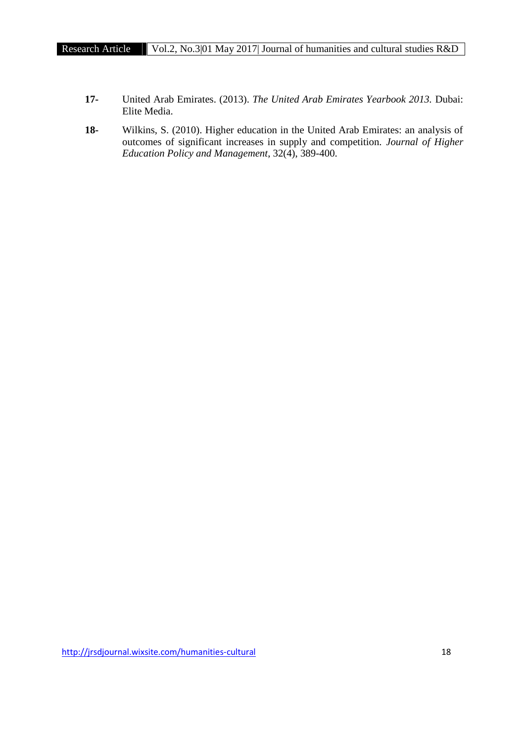**17-** United Arab Emirates. (2013). *The United Arab Emirates Yearbook 2013*. Dubai: Elite Media.

**18-** Wilkins, S. (2010). Higher education in the United Arab Emirates: an analysis of outcomes of significant increases in supply and competition. *Journal of Higher Education Policy and Management*, 32(4), 389-400.